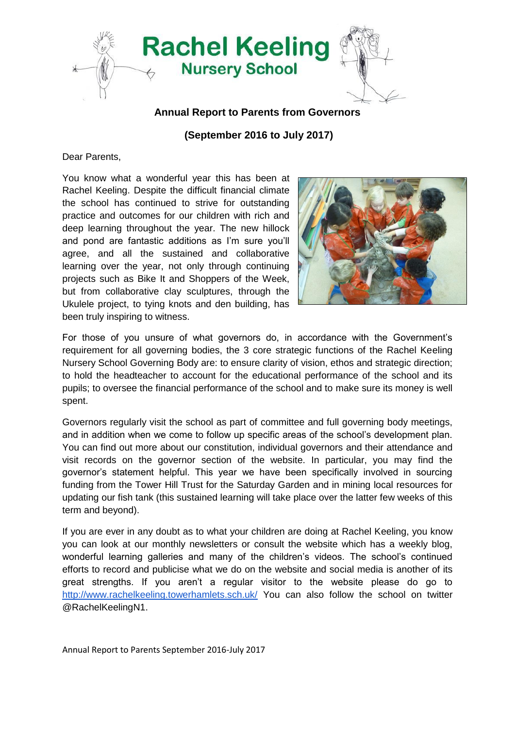# Rachel Keeling Nursery School

## Annual Report to Parents from Governors

## (September 2016 to July 2017)

Dear Parents,

You know what a wonderful year this has been at Rachel Keeling. Despite the difficult financial climate the school has continued to strive for outstanding practice and outcomes for our children with rich and deep learning throughout the year. The new hillock and pond are fantastic additions as I'm sure you'll agree, and all the sustained and collaborative learning over the year, not only through continuing projects such as Bike It and Shoppers of the Week, but from collaborative clay sculptures, through the Ukulele project, to tying knots and den building, has been truly inspiring to witness.

For those of you unsure of what governors do, in accordance with the Government's requirement for all governing bodies, the 3 core strategic functions of the Rachel Keeling Nursery School Governing Body are: to ensure clarity of vision, ethos and strategic direction; to hold the headteacher to account for the educational performance of the school and its pupils; to oversee the financial performance of the school and to make sure its money is well spent.

Governors regularly visit the school as part of committee and full governing body meetings, and in addition when we come to follow up specific areas of the school's development plan. You can find out more about our constitution, individual governors and their attendance and visit records on the governor section of the website. In particular, you may find the governor's statement helpful. This year we have been specifically involved in sourcing funding from the Tower Hill Trust for the Saturday Garden and in mining local resources for updating our fish tank (this sustained learning will take place over the latter few weeks of this term and beyond).

If you are ever in any doubt as to what your children are doing at Rachel Keeling, you know you can look at our monthly newsletters or consult the website which has a weekly blog, wonderful learning galleries and many of the children's videos. The school's continued efforts to record and publicise what we do on the website and social media is another of its great strengths. If you aren't a regular visitor to the website please do go to http://www.rachelkeeling.towerhamlets.sch.uk/ You can also follow the school on twitter @RachelKeelingN1.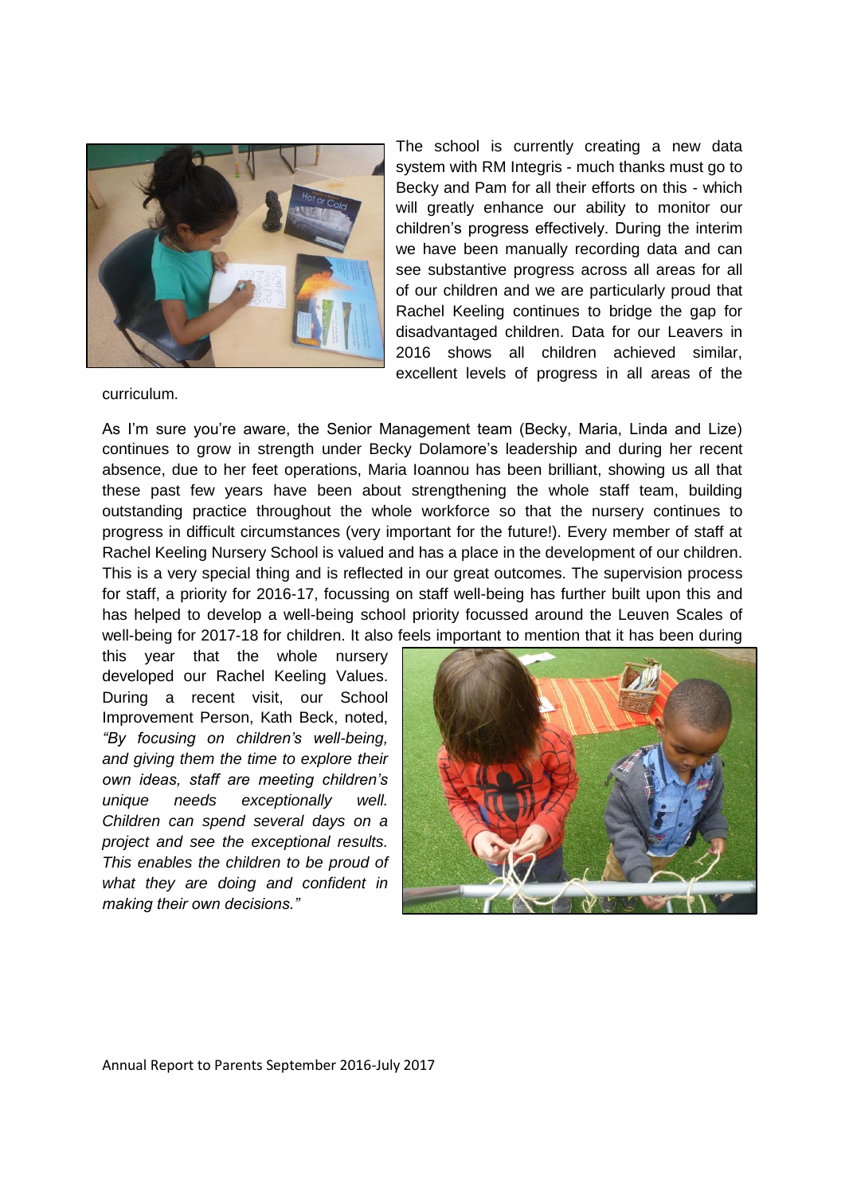The school is currently creating a new data system with RM Integris - much thanks must go to Becky and Pam for all their efforts on this - which will greatly enhance our ability to monitor our children's progress effectively. During the interim we have been manually recording data and can see substantive progress across all areas for all of our children and we are particularly proud that Rachel Keeling continues to bridge the gap for disadvantaged children. Data for our Leavers in 2016 shows all children achieved similar, excellent levels of progress in all areas of the curriculum.

As I'm sure you're aware, the Senior Management team (Becky, Maria, Linda and Lize) continues to grow in strength under Becky Dolamore's leadership and during her recent absence, due to her feet operations, Maria Ioannou has been brilliant, showing us all that these past few years have been about strengthening the whole staff team, building outstanding practice throughout the whole workforce so that the nursery continues to progress in difficult circumstances (very important for the future!). Every member of staff at Rachel Keeling Nursery School is valued and has a place in the development of our children. This is a very special thing and is reflected in our great outcomes. The supervision process for staff, a priority for 2016-17, focussing on staff well-being has further built upon this and has helped to develop a well-being school priority focussed around the Leuven Scales of well-being for 2017-18 for children. It also feels important to mention that it has been during this year that the whole nursery developed our Rachel Keeling Values. During a recent visit, our School Improvement Person, Kath Beck, noted, *"By focusing on children's well-being, and giving them the time to explore their own ideas, staff are meeting children's unique needs exceptionally well. Children can spend several days on a project and see the exceptional results. This enables the children to be proud of what they are doing and confident in making their own decisions."*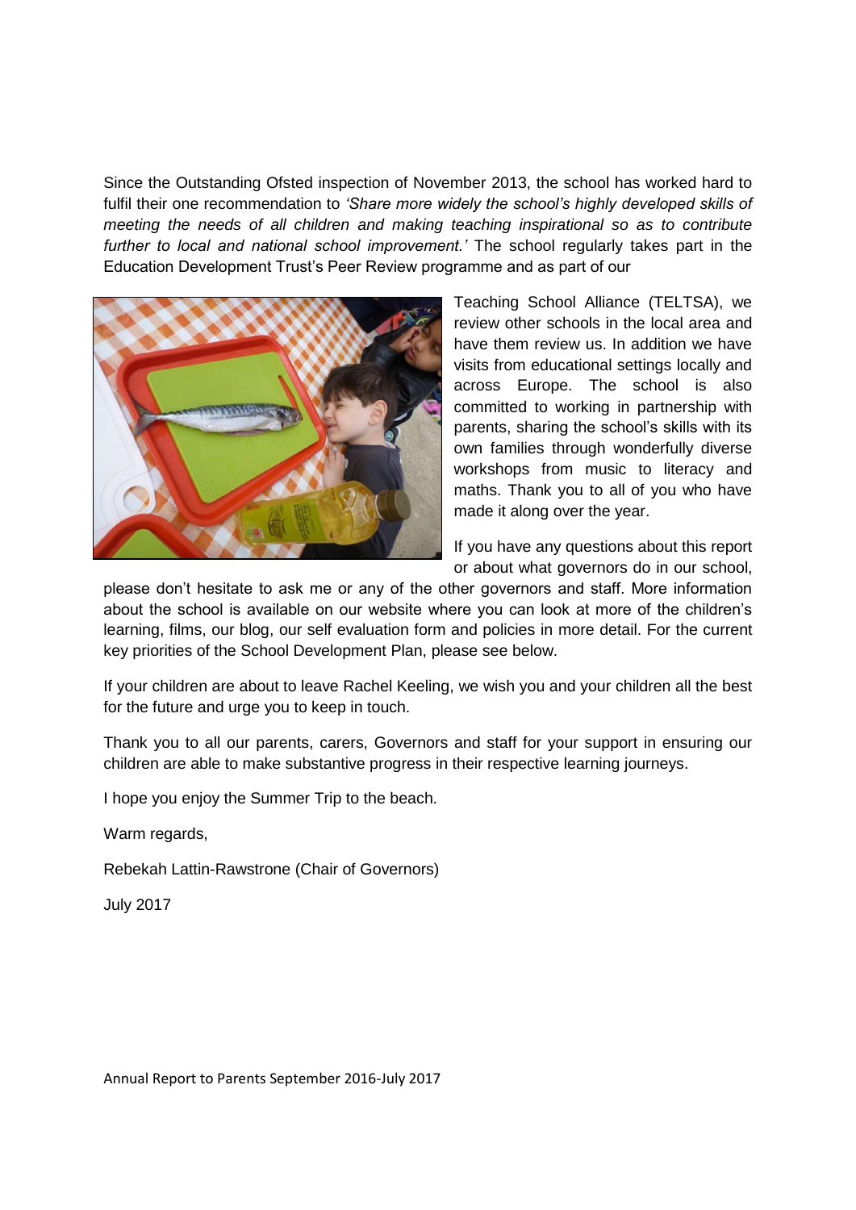Since the Outstanding Ofsted inspection of November 2013, the school has worked hard to fulfil their one recommendation to *'Share more widely the school's highly developed skills of meeting the needs of all children and making teaching inspirational so as to contribute further to local and national school improvement.'* The school regularly takes part in the Education Development Trust's Peer Review programme and as part of our Teaching School Alliance (TELTSA), we review other schools in the local area and have them review us. In addition we have visits from educational settings locally and across Europe. The school is also committed to working in partnership with parents, sharing the school's skills with its own families through wonderfully diverse workshops from music to literacy and maths. Thank you to all of you who have made it along over the year.

If you have any questions about this report or about what governors do in our school, please don't hesitate to ask me or any of the other governors and staff. More information about the school is available on our website where you can look at more of the children's learning, films, our blog, our self evaluation form and policies in more detail. For the current key priorities of the School Development Plan, please see below.

If your children are about to leave Rachel Keeling, we wish you and your children all the best for the future and urge you to keep in touch.

Thank you to all our parents, carers, Governors and staff for your support in ensuring our children are able to make substantive progress in their respective learning journeys.

I hope you enjoy the Summer Trip to the beach.

Warm regards,

Rebekah Lattin-Rawstrone (Chair of Governors)

July 2017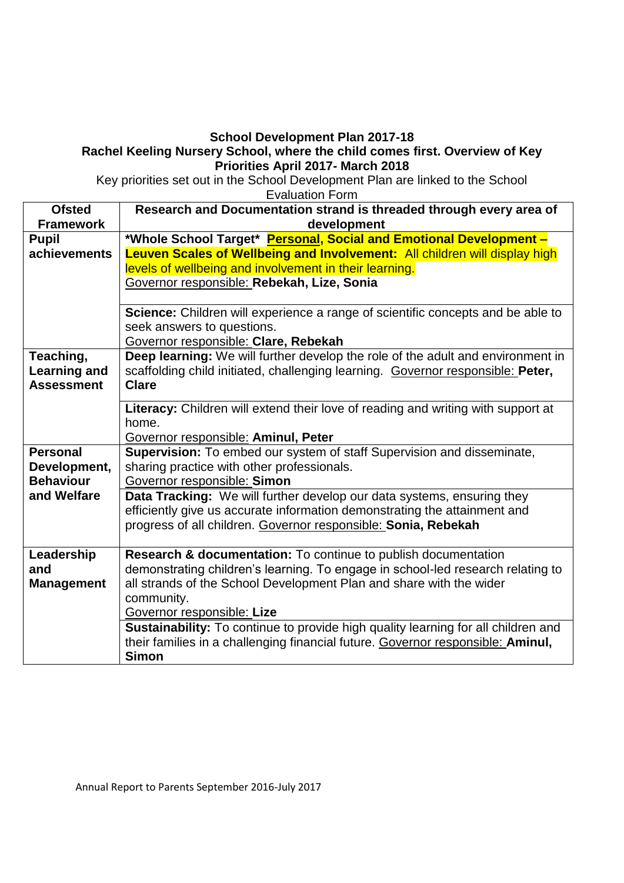**School Development Plan 2017-18**

**Rachel Keeling Nursery School, where the child comes first. Overview of Key Priorities April 2017- March 2018**

Key priorities set out in the School Development Plan are linked to the School Evaluation Form

| **Ofsted Framework** | **Research and Documentation strand is threaded through every area of development** |
|---|---|
| **Pupil achievements** | **\*Whole School Target\* Personal, Social and Emotional Development – Leuven Scales of Wellbeing and Involvement:** All children will display high levels of wellbeing and involvement in their learning.<br>Governor responsible: **Rebekah, Lize, Sonia** |
| | **Science:** Children will experience a range of scientific concepts and be able to seek answers to questions.<br>Governor responsible: **Clare, Rebekah** |
| **Teaching, Learning and Assessment** | **Deep learning:** We will further develop the role of the adult and environment in scaffolding child initiated, challenging learning. Governor responsible: **Peter, Clare** |
| | **Literacy:** Children will extend their love of reading and writing with support at home.<br>Governor responsible: **Aminul, Peter** |
| **Personal Development, Behaviour and Welfare** | **Supervision:** To embed our system of staff Supervision and disseminate, sharing practice with other professionals.<br>Governor responsible: **Simon** |
| | **Data Tracking:** We will further develop our data systems, ensuring they efficiently give us accurate information demonstrating the attainment and progress of all children. Governor responsible: **Sonia, Rebekah** |
| **Leadership and Management** | **Research & documentation:** To continue to publish documentation demonstrating children's learning. To engage in school-led research relating to all strands of the School Development Plan and share with the wider community.<br>Governor responsible: **Lize** |
| | **Sustainability:** To continue to provide high quality learning for all children and their families in a challenging financial future. Governor responsible: **Aminul, Simon** |